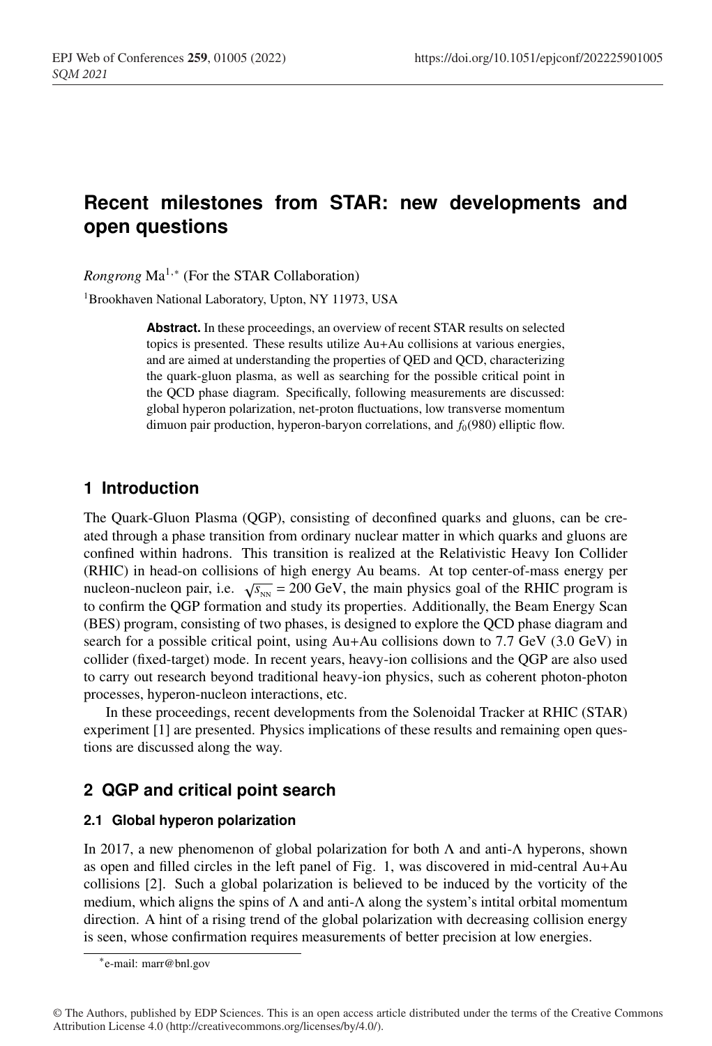# Recent milestones from STAR: new developments and open questions

*Rongrong* Ma[1,*] (For the STAR Collaboration)

[1]Brookhaven National Laboratory, Upton, NY 11973, USA

**Abstract.** In these proceedings, an overview of recent STAR results on selected topics is presented. These results utilize Au+Au collisions at various energies, and are aimed at understanding the properties of QED and QCD, characterizing the quark-gluon plasma, as well as searching for the possible critical point in the QCD phase diagram. Specifically, following measurements are discussed: global hyperon polarization, net-proton fluctuations, low transverse momentum dimuon pair production, hyperon-baryon correlations, and $f_0(980)$ elliptic flow.

## 1 Introduction

The Quark-Gluon Plasma (QGP), consisting of deconfined quarks and gluons, can be created through a phase transition from ordinary nuclear matter in which quarks and gluons are confined within hadrons. This transition is realized at the Relativistic Heavy Ion Collider (RHIC) in head-on collisions of high energy Au beams. At top center-of-mass energy per nucleon-nucleon pair, i.e. $\sqrt{s_{NN}}$ = 200 GeV, the main physics goal of the RHIC program is to confirm the QGP formation and study its properties. Additionally, the Beam Energy Scan (BES) program, consisting of two phases, is designed to explore the QCD phase diagram and search for a possible critical point, using Au+Au collisions down to 7.7 GeV (3.0 GeV) in collider (fixed-target) mode. In recent years, heavy-ion collisions and the QGP are also used to carry out research beyond traditional heavy-ion physics, such as coherent photon-photon processes, hyperon-nucleon interactions, etc.

In these proceedings, recent developments from the Solenoidal Tracker at RHIC (STAR) experiment [1] are presented. Physics implications of these results and remaining open questions are discussed along the way.

## 2 QGP and critical point search

### 2.1 Global hyperon polarization

In 2017, a new phenomenon of global polarization for both $\Lambda$ and anti-$\Lambda$ hyperons, shown as open and filled circles in the left panel of Fig. 1, was discovered in mid-central Au+Au collisions [2]. Such a global polarization is believed to be induced by the vorticity of the medium, which aligns the spins of $\Lambda$ and anti-$\Lambda$ along the system's intital orbital momentum direction. A hint of a rising trend of the global polarization with decreasing collision energy is seen, whose confirmation requires measurements of better precision at low energies.

*e-mail: marr@bnl.gov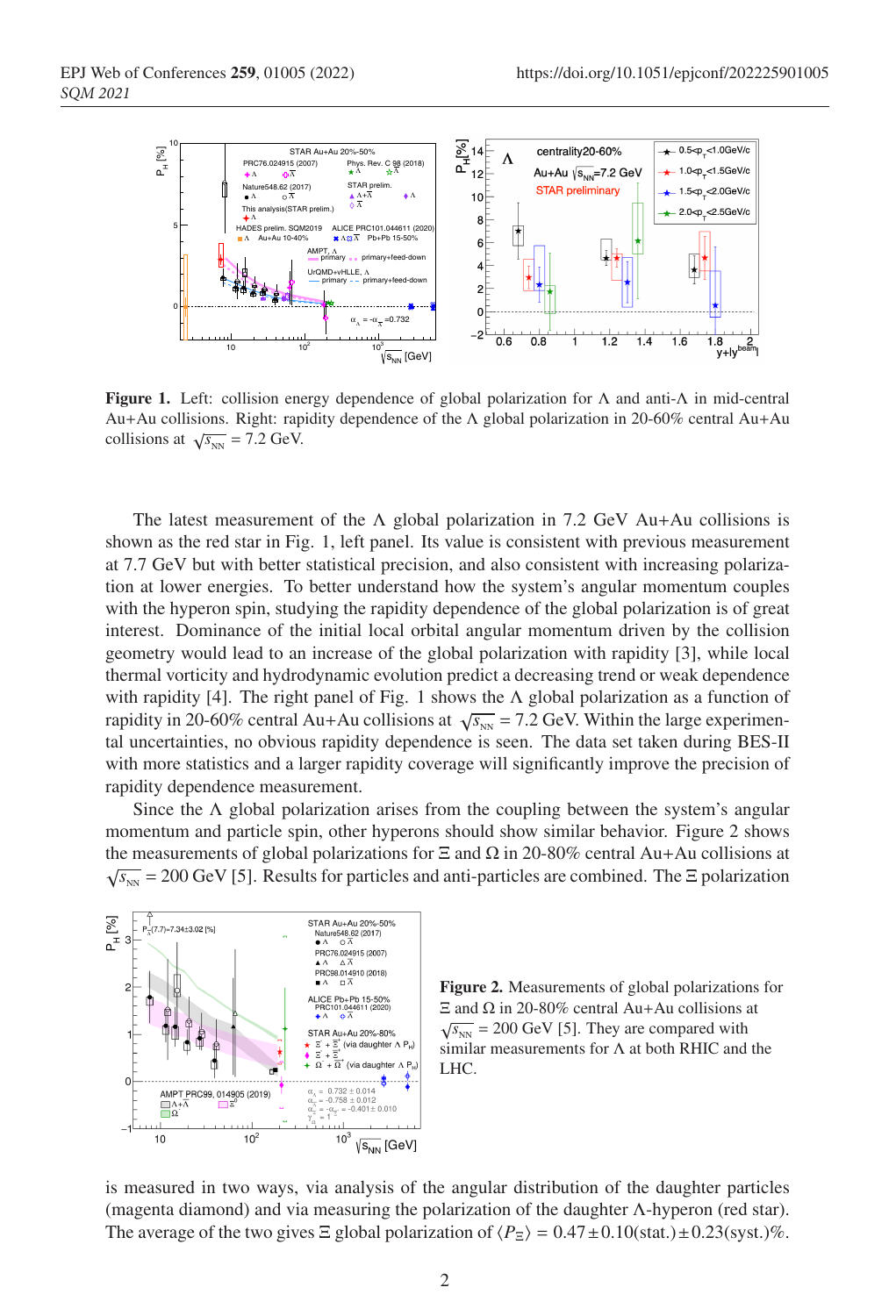**Figure 1.** Left: collision energy dependence of global polarization for Λ and anti-Λ in mid-central Au+Au collisions. Right: rapidity dependence of the Λ global polarization in 20-60% central Au+Au collisions at $\sqrt{s_{\rm NN}}$ = 7.2 GeV.

The latest measurement of the Λ global polarization in 7.2 GeV Au+Au collisions is shown as the red star in Fig. 1, left panel. Its value is consistent with previous measurement at 7.7 GeV but with better statistical precision, and also consistent with increasing polarization at lower energies. To better understand how the system's angular momentum couples with the hyperon spin, studying the rapidity dependence of the global polarization is of great interest. Dominance of the initial local orbital angular momentum driven by the collision geometry would lead to an increase of the global polarization with rapidity [3], while local thermal vorticity and hydrodynamic evolution predict a decreasing trend or weak dependence with rapidity [4]. The right panel of Fig. 1 shows the Λ global polarization as a function of rapidity in 20-60% central Au+Au collisions at $\sqrt{s_{\rm NN}}$ = 7.2 GeV. Within the large experimental uncertainties, no obvious rapidity dependence is seen. The data set taken during BES-II with more statistics and a larger rapidity coverage will significantly improve the precision of rapidity dependence measurement.

Since the Λ global polarization arises from the coupling between the system's angular momentum and particle spin, other hyperons should show similar behavior. Figure 2 shows the measurements of global polarizations for Ξ and Ω in 20-80% central Au+Au collisions at $\sqrt{s_{\rm NN}}$ = 200 GeV [5]. Results for particles and anti-particles are combined. The Ξ polarization

**Figure 2.** Measurements of global polarizations for Ξ and Ω in 20-80% central Au+Au collisions at $\sqrt{s_{\rm NN}}$ = 200 GeV [5]. They are compared with similar measurements for Λ at both RHIC and the LHC.

is measured in two ways, via analysis of the angular distribution of the daughter particles (magenta diamond) and via measuring the polarization of the daughter Λ-hyperon (red star). The average of the two gives Ξ global polarization of $\langle P_{\Xi} \rangle = 0.47 \pm 0.10(\text{stat.}) \pm 0.23(\text{syst.})\%$.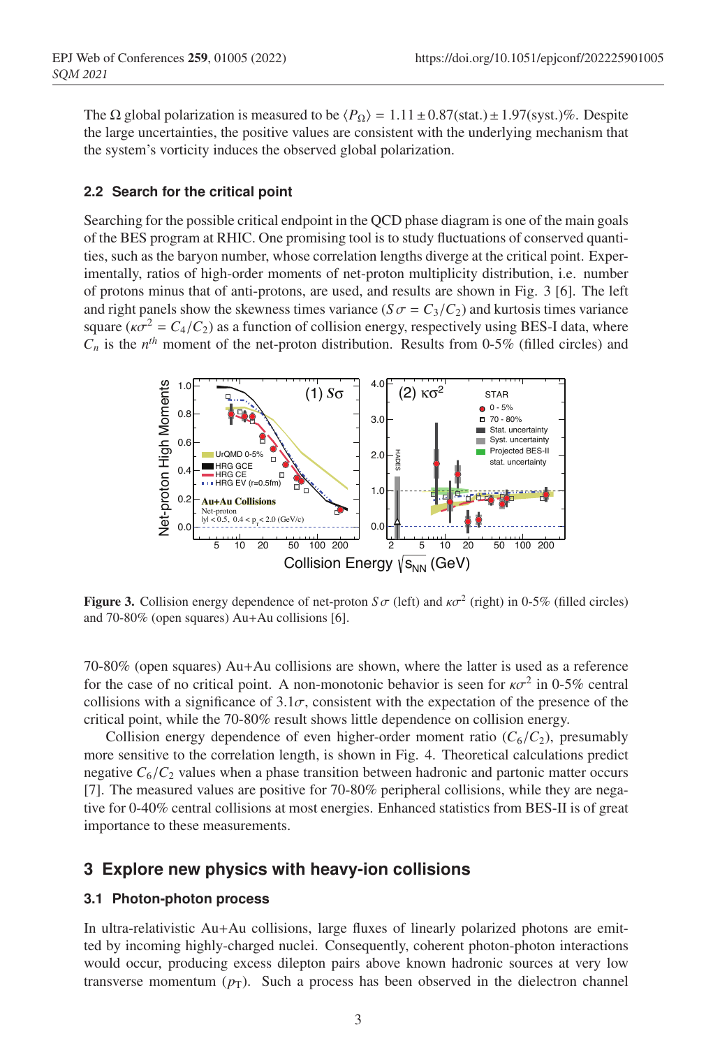The Ω global polarization is measured to be $\langle P_\Omega \rangle = 1.11 \pm 0.87(\text{stat.}) \pm 1.97(\text{syst.})\%$. Despite the large uncertainties, the positive values are consistent with the underlying mechanism that the system's vorticity induces the observed global polarization.

### 2.2 Search for the critical point

Searching for the possible critical endpoint in the QCD phase diagram is one of the main goals of the BES program at RHIC. One promising tool is to study fluctuations of conserved quantities, such as the baryon number, whose correlation lengths diverge at the critical point. Experimentally, ratios of high-order moments of net-proton multiplicity distribution, i.e. number of protons minus that of anti-protons, are used, and results are shown in Fig. 3 [6]. The left and right panels show the skewness times variance ($S\sigma = C_3/C_2$) and kurtosis times variance square ($\kappa\sigma^2 = C_4/C_2$) as a function of collision energy, respectively using BES-I data, where $C_n$ is the $n^{th}$ moment of the net-proton distribution. Results from 0-5% (filled circles) and 70-80% (open squares) Au+Au collisions are shown, where the latter is used as a reference for the case of no critical point. A non-monotonic behavior is seen for $\kappa\sigma^2$ in 0-5% central collisions with a significance of $3.1\sigma$, consistent with the expectation of the presence of the critical point, while the 70-80% result shows little dependence on collision energy.

**Figure 3.** Collision energy dependence of net-proton $S\sigma$ (left) and $\kappa\sigma^2$ (right) in 0-5% (filled circles) and 70-80% (open squares) Au+Au collisions [6].

Collision energy dependence of even higher-order moment ratio ($C_6/C_2$), presumably more sensitive to the correlation length, is shown in Fig. 4. Theoretical calculations predict negative $C_6/C_2$ values when a phase transition between hadronic and partonic matter occurs [7]. The measured values are positive for 70-80% peripheral collisions, while they are negative for 0-40% central collisions at most energies. Enhanced statistics from BES-II is of great importance to these measurements.

## 3 Explore new physics with heavy-ion collisions

### 3.1 Photon-photon process

In ultra-relativistic Au+Au collisions, large fluxes of linearly polarized photons are emitted by incoming highly-charged nuclei. Consequently, coherent photon-photon interactions would occur, producing excess dilepton pairs above known hadronic sources at very low transverse momentum ($p_T$). Such a process has been observed in the dielectron channel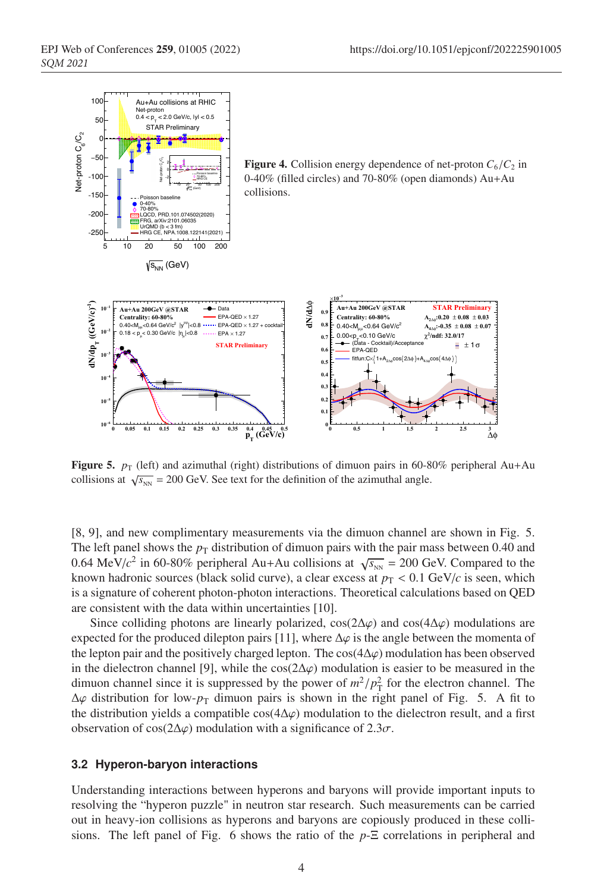**Figure 4.** Collision energy dependence of net-proton $C_6/C_2$ in 0-40% (filled circles) and 70-80% (open diamonds) Au+Au collisions.

**Figure 5.** $p_T$ (left) and azimuthal (right) distributions of dimuon pairs in 60-80% peripheral Au+Au collisions at $\sqrt{s_{NN}}$ = 200 GeV. See text for the definition of the azimuthal angle.

[8, 9], and new complimentary measurements via the dimuon channel are shown in Fig. 5. The left panel shows the $p_T$ distribution of dimuon pairs with the pair mass between 0.40 and 0.64 MeV/$c^2$ in 60-80% peripheral Au+Au collisions at $\sqrt{s_{NN}}$ = 200 GeV. Compared to the known hadronic sources (black solid curve), a clear excess at $p_T$ < 0.1 GeV/$c$ is seen, which is a signature of coherent photon-photon interactions. Theoretical calculations based on QED are consistent with the data within uncertainties [10].

Since colliding photons are linearly polarized, $\cos(2\Delta\varphi)$ and $\cos(4\Delta\varphi)$ modulations are expected for the produced dilepton pairs [11], where $\Delta\varphi$ is the angle between the momenta of the lepton pair and the positively charged lepton. The $\cos(4\Delta\varphi)$ modulation has been observed in the dielectron channel [9], while the $\cos(2\Delta\varphi)$ modulation is easier to be measured in the dimuon channel since it is suppressed by the power of $m^2/p_T^2$ for the electron channel. The $\Delta\varphi$ distribution for low-$p_T$ dimuon pairs is shown in the right panel of Fig. 5. A fit to the distribution yields a compatible $\cos(4\Delta\varphi)$ modulation to the dielectron result, and a first observation of $\cos(2\Delta\varphi)$ modulation with a significance of 2.3$\sigma$.

### 3.2 Hyperon-baryon interactions

Understanding interactions between hyperons and baryons will provide important inputs to resolving the "hyperon puzzle" in neutron star research. Such measurements can be carried out in heavy-ion collisions as hyperons and baryons are copiously produced in these collisions. The left panel of Fig. 6 shows the ratio of the $p$-$\Xi$ correlations in peripheral and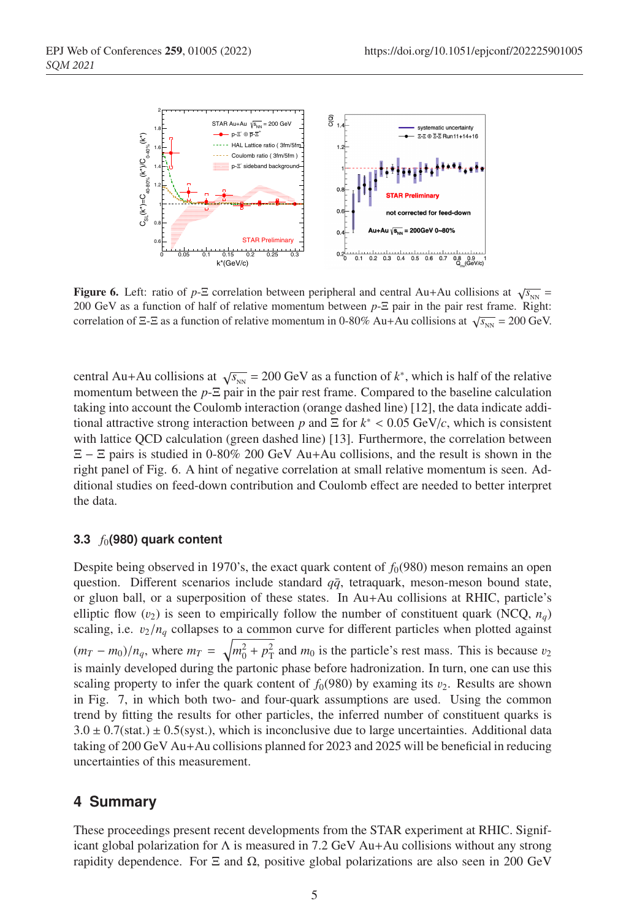**Figure 6.** Left: ratio of $p$-$\Xi$ correlation between peripheral and central Au+Au collisions at $\sqrt{s_{\rm NN}}$ = 200 GeV as a function of half of relative momentum between $p$-$\Xi$ pair in the pair rest frame. Right: correlation of $\Xi$-$\Xi$ as a function of relative momentum in 0-80% Au+Au collisions at $\sqrt{s_{\rm NN}}$ = 200 GeV.

central Au+Au collisions at $\sqrt{s_{\rm NN}}$ = 200 GeV as a function of $k^*$, which is half of the relative momentum between the $p$-$\Xi$ pair in the pair rest frame. Compared to the baseline calculation taking into account the Coulomb interaction (orange dashed line) [12], the data indicate additional attractive strong interaction between $p$ and $\Xi$ for $k^* < 0.05$ GeV/$c$, which is consistent with lattice QCD calculation (green dashed line) [13]. Furthermore, the correlation between $\Xi - \Xi$ pairs is studied in 0-80% 200 GeV Au+Au collisions, and the result is shown in the right panel of Fig. 6. A hint of negative correlation at small relative momentum is seen. Additional studies on feed-down contribution and Coulomb effect are needed to better interpret the data.

### 3.3 $f_0$(980) quark content

Despite being observed in 1970's, the exact quark content of $f_0$(980) meson remains an open question. Different scenarios include standard $q\bar{q}$, tetraquark, meson-meson bound state, or gluon ball, or a superposition of these states. In Au+Au collisions at RHIC, particle's elliptic flow ($v_2$) is seen to empirically follow the number of constituent quark (NCQ, $n_q$) scaling, i.e. $v_2/n_q$ collapses to a common curve for different particles when plotted against $(m_T - m_0)/n_q$, where $m_T = \sqrt{m_0^2 + p_T^2}$ and $m_0$ is the particle's rest mass. This is because $v_2$ is mainly developed during the partonic phase before hadronization. In turn, one can use this scaling property to infer the quark content of $f_0$(980) by examing its $v_2$. Results are shown in Fig. 7, in which both two- and four-quark assumptions are used. Using the common trend by fitting the results for other particles, the inferred number of constituent quarks is $3.0 \pm 0.7$(stat.) $\pm$ 0.5(syst.), which is inconclusive due to large uncertainties. Additional data taking of 200 GeV Au+Au collisions planned for 2023 and 2025 will be beneficial in reducing uncertainties of this measurement.

## 4 Summary

These proceedings present recent developments from the STAR experiment at RHIC. Significant global polarization for $\Lambda$ is measured in 7.2 GeV Au+Au collisions without any strong rapidity dependence. For $\Xi$ and $\Omega$, positive global polarizations are also seen in 200 GeV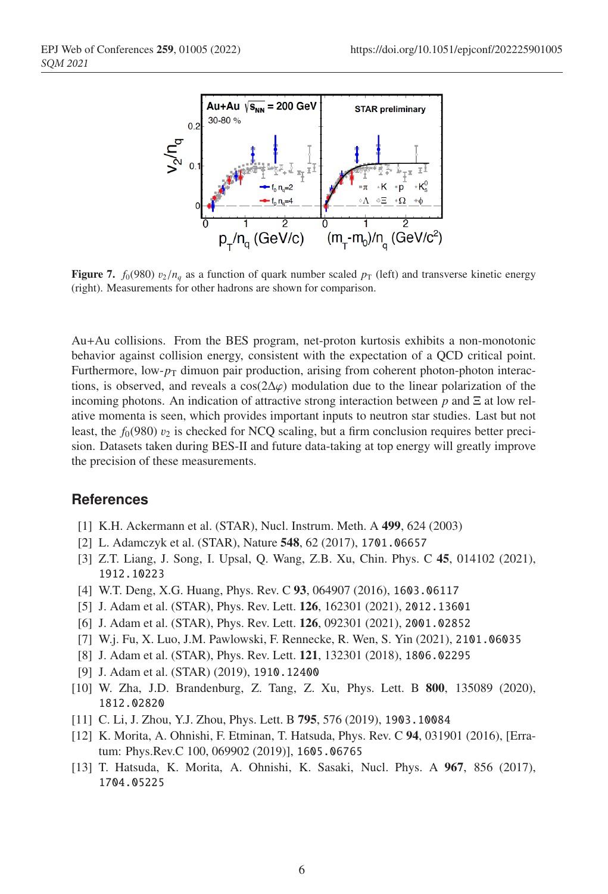Au+Au √sNN = 200 GeV
30-80 %
STAR preliminary
$v_2/n_q$
0.2
0.1
0
$f_0$ $n_q$=2
$f_0$ $n_q$=4
π K p $K^0_S$
Λ Ξ Ω φ
0 1 2
0 1 2
$p_T/n_q$ (GeV/c)
$(m_T-m_0)/n_q$ (GeV/c$^2$)

**Figure 7.** $f_0(980)$ $v_2/n_q$ as a function of quark number scaled $p_T$ (left) and transverse kinetic energy (right). Measurements for other hadrons are shown for comparison.

Au+Au collisions. From the BES program, net-proton kurtosis exhibits a non-monotonic behavior against collision energy, consistent with the expectation of a QCD critical point. Furthermore, low-$p_T$ dimuon pair production, arising from coherent photon-photon interactions, is observed, and reveals a $\cos(2\Delta\varphi)$ modulation due to the linear polarization of the incoming photons. An indication of attractive strong interaction between $p$ and $\Xi$ at low relative momenta is seen, which provides important inputs to neutron star studies. Last but not least, the $f_0(980)$ $v_2$ is checked for NCQ scaling, but a firm conclusion requires better precision. Datasets taken during BES-II and future data-taking at top energy will greatly improve the precision of these measurements.

## References

[1] K.H. Ackermann et al. (STAR), Nucl. Instrum. Meth. A **499**, 624 (2003)

[2] L. Adamczyk et al. (STAR), Nature **548**, 62 (2017), 1701.06657

[3] Z.T. Liang, J. Song, I. Upsal, Q. Wang, Z.B. Xu, Chin. Phys. C **45**, 014102 (2021), 1912.10223

[4] W.T. Deng, X.G. Huang, Phys. Rev. C **93**, 064907 (2016), 1603.06117

[5] J. Adam et al. (STAR), Phys. Rev. Lett. **126**, 162301 (2021), 2012.13601

[6] J. Adam et al. (STAR), Phys. Rev. Lett. **126**, 092301 (2021), 2001.02852

[7] W.j. Fu, X. Luo, J.M. Pawlowski, F. Rennecke, R. Wen, S. Yin (2021), 2101.06035

[8] J. Adam et al. (STAR), Phys. Rev. Lett. **121**, 132301 (2018), 1806.02295

[9] J. Adam et al. (STAR) (2019), 1910.12400

[10] W. Zha, J.D. Brandenburg, Z. Tang, Z. Xu, Phys. Lett. B **800**, 135089 (2020), 1812.02820

[11] C. Li, J. Zhou, Y.J. Zhou, Phys. Lett. B **795**, 576 (2019), 1903.10084

[12] K. Morita, A. Ohnishi, F. Etminan, T. Hatsuda, Phys. Rev. C **94**, 031901 (2016), [Erratum: Phys.Rev.C 100, 069902 (2019)], 1605.06765

[13] T. Hatsuda, K. Morita, A. Ohnishi, K. Sasaki, Nucl. Phys. A **967**, 856 (2017), 1704.05225